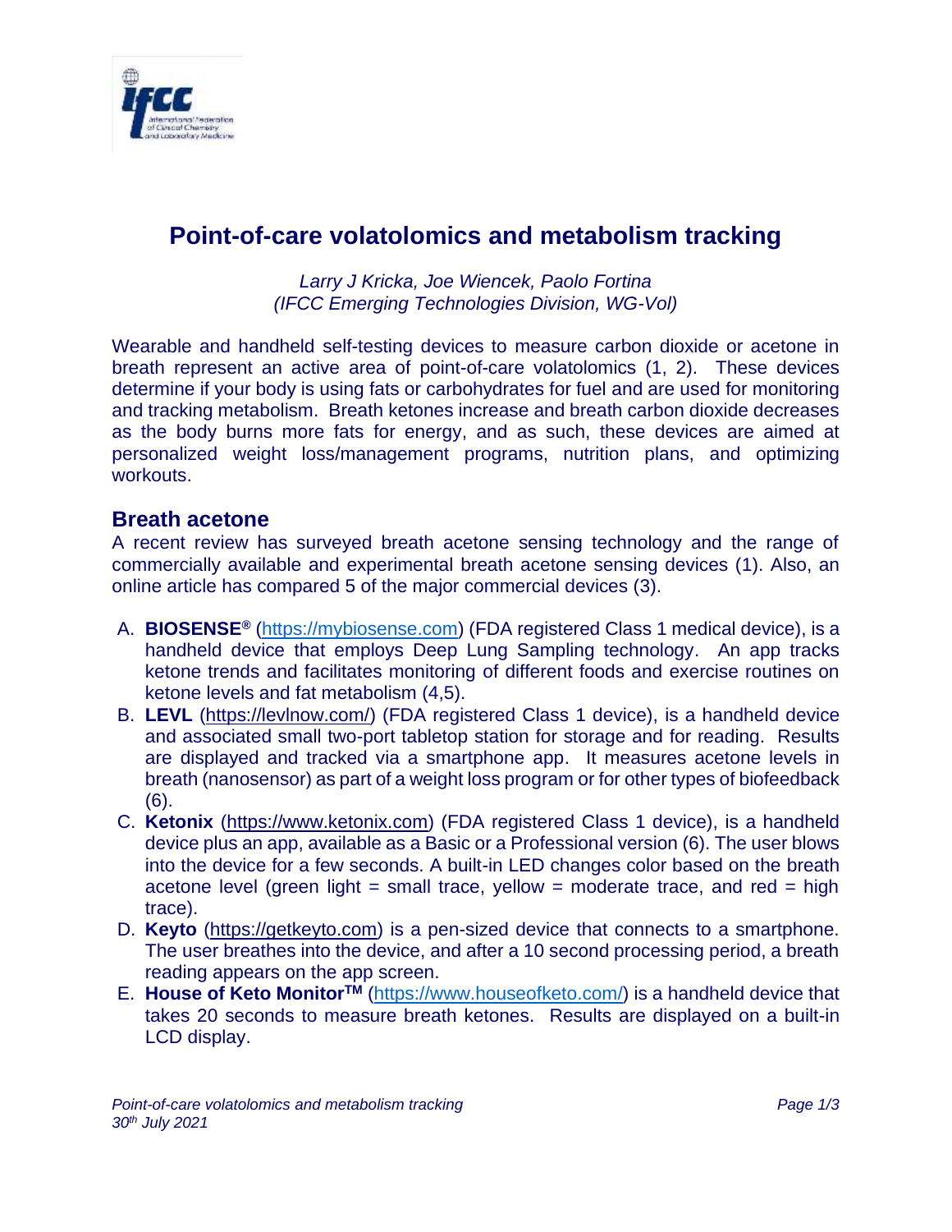# Point-of-care volatolomics and metabolism tracking

*Larry J Kricka, Joe Wiencek, Paolo Fortina*
*(IFCC Emerging Technologies Division, WG-Vol)*

Wearable and handheld self-testing devices to measure carbon dioxide or acetone in breath represent an active area of point-of-care volatolomics (1, 2). These devices determine if your body is using fats or carbohydrates for fuel and are used for monitoring and tracking metabolism. Breath ketones increase and breath carbon dioxide decreases as the body burns more fats for energy, and as such, these devices are aimed at personalized weight loss/management programs, nutrition plans, and optimizing workouts.

## Breath acetone

A recent review has surveyed breath acetone sensing technology and the range of commercially available and experimental breath acetone sensing devices (1). Also, an online article has compared 5 of the major commercial devices (3).

A. **BIOSENSE®** (https://mybiosense.com) (FDA registered Class 1 medical device), is a handheld device that employs Deep Lung Sampling technology. An app tracks ketone trends and facilitates monitoring of different foods and exercise routines on ketone levels and fat metabolism (4,5).

B. **LEVL** (https://levlnow.com/) (FDA registered Class 1 device), is a handheld device and associated small two-port tabletop station for storage and for reading. Results are displayed and tracked via a smartphone app. It measures acetone levels in breath (nanosensor) as part of a weight loss program or for other types of biofeedback (6).

C. **Ketonix** (https://www.ketonix.com) (FDA registered Class 1 device), is a handheld device plus an app, available as a Basic or a Professional version (6). The user blows into the device for a few seconds. A built-in LED changes color based on the breath acetone level (green light = small trace, yellow = moderate trace, and red = high trace).

D. **Keyto** (https://getkeyto.com) is a pen-sized device that connects to a smartphone. The user breathes into the device, and after a 10 second processing period, a breath reading appears on the app screen.

E. **House of Keto Monitor™** (https://www.houseofketo.com/) is a handheld device that takes 20 seconds to measure breath ketones. Results are displayed on a built-in LCD display.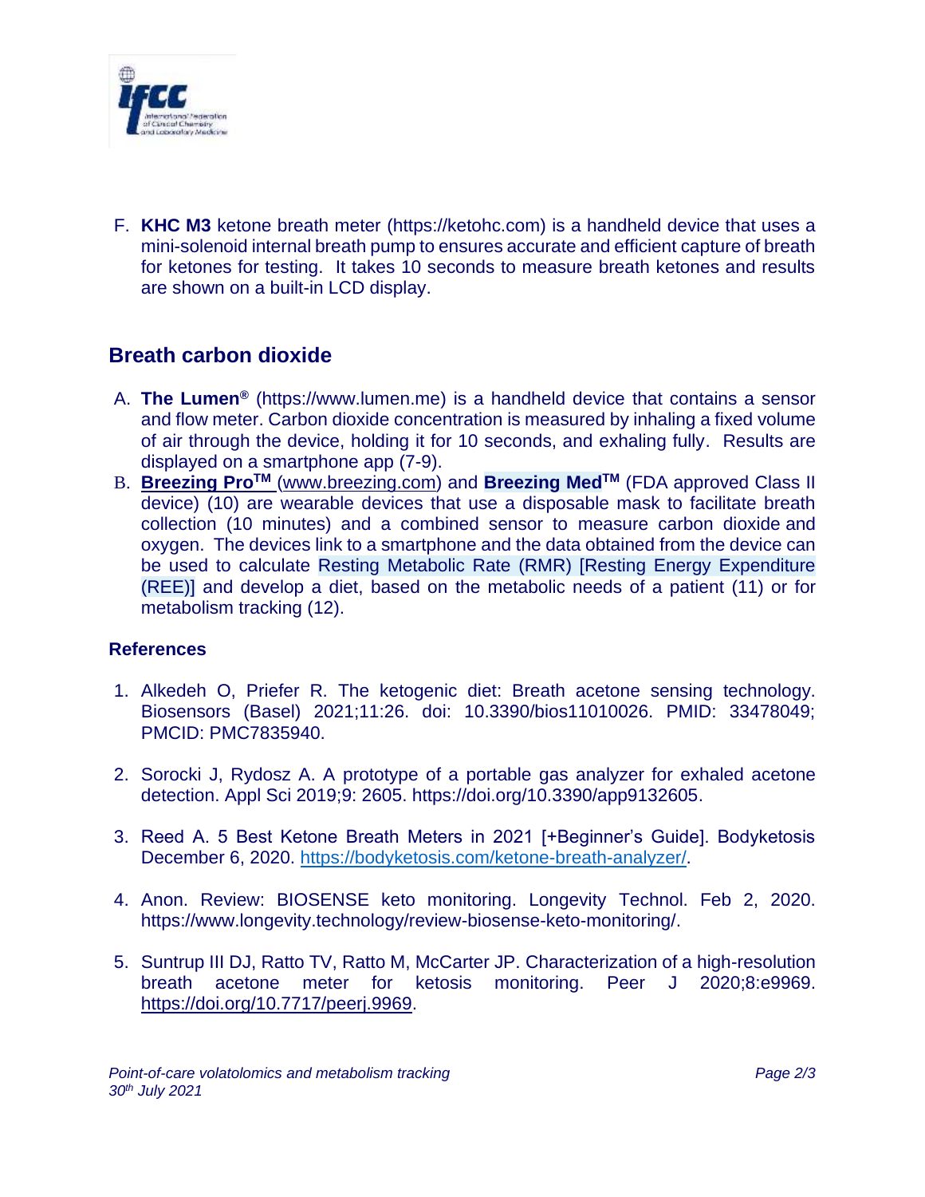F. **KHC M3** ketone breath meter (https://ketohc.com) is a handheld device that uses a mini-solenoid internal breath pump to ensures accurate and efficient capture of breath for ketones for testing. It takes 10 seconds to measure breath ketones and results are shown on a built-in LCD display.

## Breath carbon dioxide

A. **The Lumen®** (https://www.lumen.me) is a handheld device that contains a sensor and flow meter. Carbon dioxide concentration is measured by inhaling a fixed volume of air through the device, holding it for 10 seconds, and exhaling fully. Results are displayed on a smartphone app (7-9).

B. **Breezing Pro™** (www.breezing.com) and **Breezing Med™** (FDA approved Class II device) (10) are wearable devices that use a disposable mask to facilitate breath collection (10 minutes) and a combined sensor to measure carbon dioxide and oxygen. The devices link to a smartphone and the data obtained from the device can be used to calculate Resting Metabolic Rate (RMR) [Resting Energy Expenditure (REE)] and develop a diet, based on the metabolic needs of a patient (11) or for metabolism tracking (12).

### References

1. Alkedeh O, Priefer R. The ketogenic diet: Breath acetone sensing technology. Biosensors (Basel) 2021;11:26. doi: 10.3390/bios11010026. PMID: 33478049; PMCID: PMC7835940.

2. Sorocki J, Rydosz A. A prototype of a portable gas analyzer for exhaled acetone detection. Appl Sci 2019;9: 2605. https://doi.org/10.3390/app9132605.

3. Reed A. 5 Best Ketone Breath Meters in 2021 [+Beginner's Guide]. Bodyketosis December 6, 2020. https://bodyketosis.com/ketone-breath-analyzer/.

4. Anon. Review: BIOSENSE keto monitoring. Longevity Technol. Feb 2, 2020. https://www.longevity.technology/review-biosense-keto-monitoring/.

5. Suntrup III DJ, Ratto TV, Ratto M, McCarter JP. Characterization of a high-resolution breath acetone meter for ketosis monitoring. Peer J 2020;8:e9969. https://doi.org/10.7717/peerj.9969.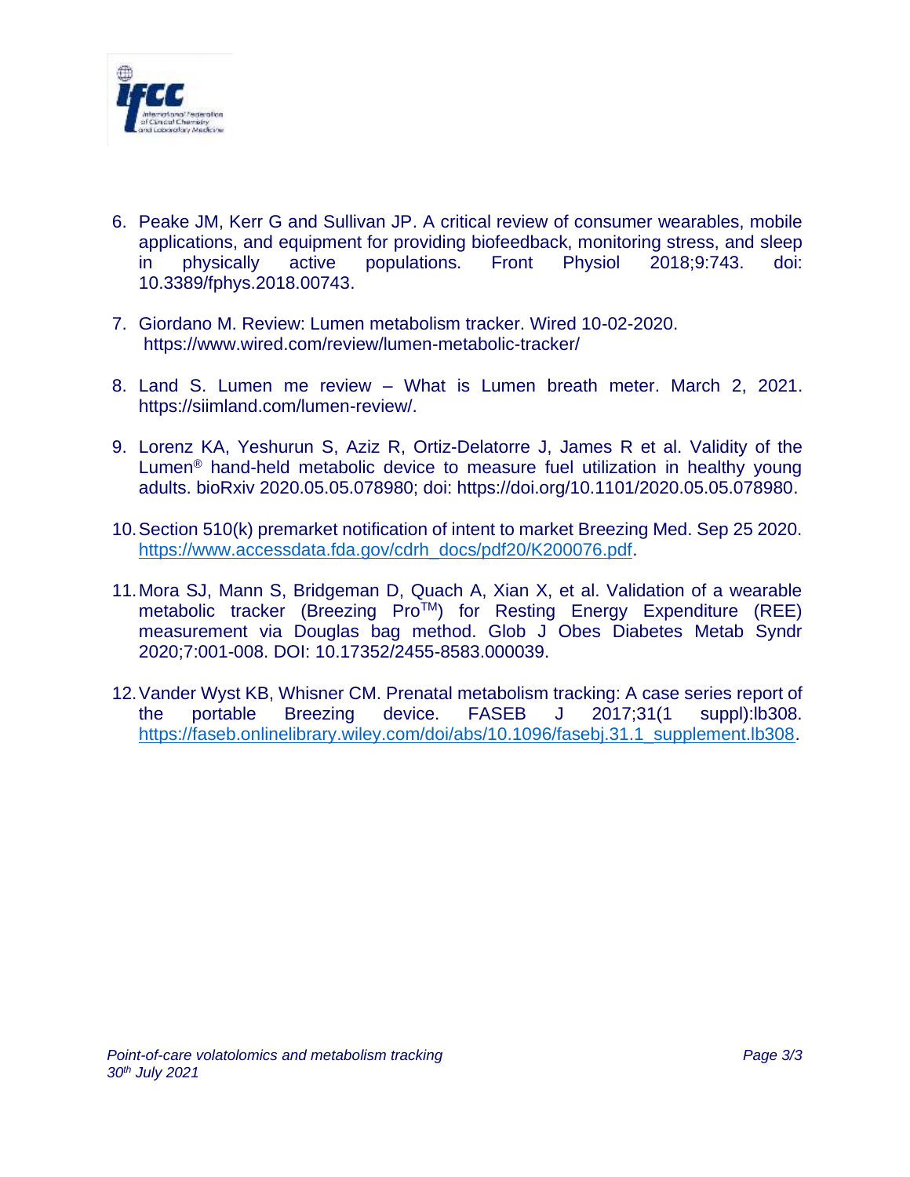6. Peake JM, Kerr G and Sullivan JP. A critical review of consumer wearables, mobile applications, and equipment for providing biofeedback, monitoring stress, and sleep in physically active populations. Front Physiol 2018;9:743. doi: 10.3389/fphys.2018.00743.

7. Giordano M. Review: Lumen metabolism tracker. Wired 10-02-2020. https://www.wired.com/review/lumen-metabolic-tracker/

8. Land S. Lumen me review – What is Lumen breath meter. March 2, 2021. https://siimland.com/lumen-review/.

9. Lorenz KA, Yeshurun S, Aziz R, Ortiz-Delatorre J, James R et al. Validity of the Lumen® hand-held metabolic device to measure fuel utilization in healthy young adults. bioRxiv 2020.05.05.078980; doi: https://doi.org/10.1101/2020.05.05.078980.

10. Section 510(k) premarket notification of intent to market Breezing Med. Sep 25 2020. https://www.accessdata.fda.gov/cdrh_docs/pdf20/K200076.pdf.

11. Mora SJ, Mann S, Bridgeman D, Quach A, Xian X, et al. Validation of a wearable metabolic tracker (Breezing Pro™) for Resting Energy Expenditure (REE) measurement via Douglas bag method. Glob J Obes Diabetes Metab Syndr 2020;7:001-008. DOI: 10.17352/2455-8583.000039.

12. Vander Wyst KB, Whisner CM. Prenatal metabolism tracking: A case series report of the portable Breezing device. FASEB J 2017;31(1 suppl):lb308. https://faseb.onlinelibrary.wiley.com/doi/abs/10.1096/fasebj.31.1_supplement.lb308.